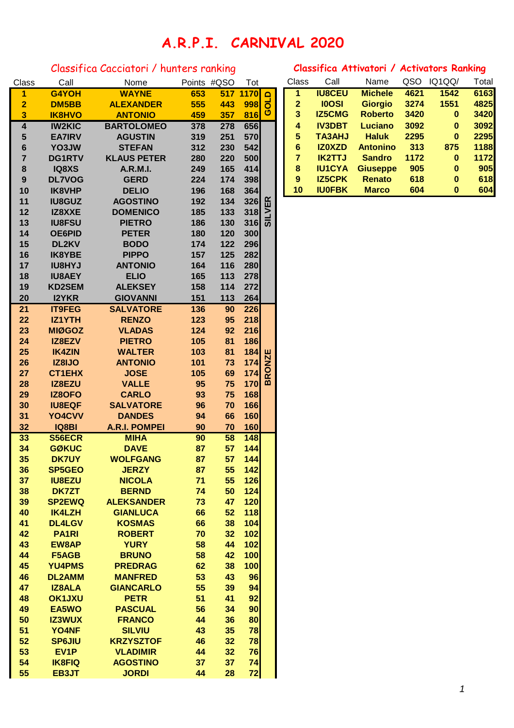# A.R.P.I. CARNIVAL 2020

## Classifica Cacciatori / hunters ranking

| Class | Call | Nome | Points | #QSO | Tot | |
|---|---|---|---|---|---|---|
| 1 | G4YOH | WAYNE | 653 | 517 | 1170 | GOLD |
| 2 | DM5BB | ALEXANDER | 555 | 443 | 998 | |
| 3 | IK8HVO | ANTONIO | 459 | 357 | 816 | |
| 4 | IW2KIC | BARTOLOMEO | 378 | 278 | 656 | SILVER |
| 5 | EA7IRV | AGUSTIN | 319 | 251 | 570 | |
| 6 | YO3JW | STEFAN | 312 | 230 | 542 | |
| 7 | DG1RTV | KLAUS PETER | 280 | 220 | 500 | |
| 8 | IQ8XS | A.R.M.I. | 249 | 165 | 414 | |
| 9 | DL7VOG | GERD | 224 | 174 | 398 | |
| 10 | IK8VHP | DELIO | 196 | 168 | 364 | |
| 11 | IU8GUZ | AGOSTINO | 192 | 134 | 326 | |
| 12 | IZ8XXE | DOMENICO | 185 | 133 | 318 | |
| 13 | IU8FSU | PIETRO | 186 | 130 | 316 | |
| 14 | OE6PID | PETER | 180 | 120 | 300 | |
| 15 | DL2KV | BODO | 174 | 122 | 296 | |
| 16 | IK8YBE | PIPPO | 157 | 125 | 282 | |
| 17 | IU8HYJ | ANTONIO | 164 | 116 | 280 | |
| 18 | IU8AEY | ELIO | 165 | 113 | 278 | |
| 19 | KD2SEM | ALEKSEY | 158 | 114 | 272 | |
| 20 | I2YKR | GIOVANNI | 151 | 113 | 264 | |
| 21 | IT9FEG | SALVATORE | 136 | 90 | 226 | BRONZE |
| 22 | IZ1YTH | RENZO | 123 | 95 | 218 | |
| 23 | MIØGOZ | VLADAS | 124 | 92 | 216 | |
| 24 | IZ8EZV | PIETRO | 105 | 81 | 186 | |
| 25 | IK4ZIN | WALTER | 103 | 81 | 184 | |
| 26 | IZ8IJO | ANTONIO | 101 | 73 | 174 | |
| 27 | CT1EHX | JOSE | 105 | 69 | 174 | |
| 28 | IZ8EZU | VALLE | 95 | 75 | 170 | |
| 29 | IZ8OFO | CARLO | 93 | 75 | 168 | |
| 30 | IU8EQF | SALVATORE | 96 | 70 | 166 | |
| 31 | YO4CVV | DANDES | 94 | 66 | 160 | |
| 32 | IQ8BI | A.R.I. POMPEI | 90 | 70 | 160 | |
| 33 | S56ECR | MIHA | 90 | 58 | 148 | |
| 34 | GØKUC | DAVE | 87 | 57 | 144 | |
| 35 | DK7UY | WOLFGANG | 87 | 57 | 144 | |
| 36 | SP5GEO | JERZY | 87 | 55 | 142 | |
| 37 | IU8EZU | NICOLA | 71 | 55 | 126 | |
| 38 | DK7ZT | BERND | 74 | 50 | 124 | |
| 39 | SP2EWQ | ALEKSANDER | 73 | 47 | 120 | |
| 40 | IK4LZH | GIANLUCA | 66 | 52 | 118 | |
| 41 | DL4LGV | KOSMAS | 66 | 38 | 104 | |
| 42 | PA1RI | ROBERT | 70 | 32 | 102 | |
| 43 | EW8AP | YURY | 58 | 44 | 102 | |
| 44 | F5AGB | BRUNO | 58 | 42 | 100 | |
| 45 | YU4PMS | PREDRAG | 62 | 38 | 100 | |
| 46 | DL2AMM | MANFRED | 53 | 43 | 96 | |
| 47 | IZ8ALA | GIANCARLO | 55 | 39 | 94 | |
| 48 | OK1JXU | PETR | 51 | 41 | 92 | |
| 49 | EA5WO | PASCUAL | 56 | 34 | 90 | |
| 50 | IZ3WUX | FRANCO | 44 | 36 | 80 | |
| 51 | YO4NF | SILVIU | 43 | 35 | 78 | |
| 52 | SP6JIU | KRZYSZTOF | 46 | 32 | 78 | |
| 53 | EV1P | VLADIMIR | 44 | 32 | 76 | |
| 54 | IK8FIQ | AGOSTINO | 37 | 37 | 74 | |
| 55 | EB3JT | JORDI | 44 | 28 | 72 | |

## Classifica Attivatori / Activators Ranking

| Class | Call | Name | QSO | IQ1QQ/ | Total |
|---|---|---|---|---|---|
| 1 | IU8CEU | Michele | 4621 | 1542 | 6163 |
| 2 | I0OSI | Giorgio | 3274 | 1551 | 4825 |
| 3 | IZ5CMG | Roberto | 3420 | 0 | 3420 |
| 4 | IV3DBT | Luciano | 3092 | 0 | 3092 |
| 5 | TA3AHJ | Haluk | 2295 | 0 | 2295 |
| 6 | IZ0XZD | Antonino | 313 | 875 | 1188 |
| 7 | IK2TTJ | Sandro | 1172 | 0 | 1172 |
| 8 | IU1CYA | Giuseppe | 905 | 0 | 905 |
| 9 | IZ5CPK | Renato | 618 | 0 | 618 |
| 10 | IU0FBK | Marco | 604 | 0 | 604 |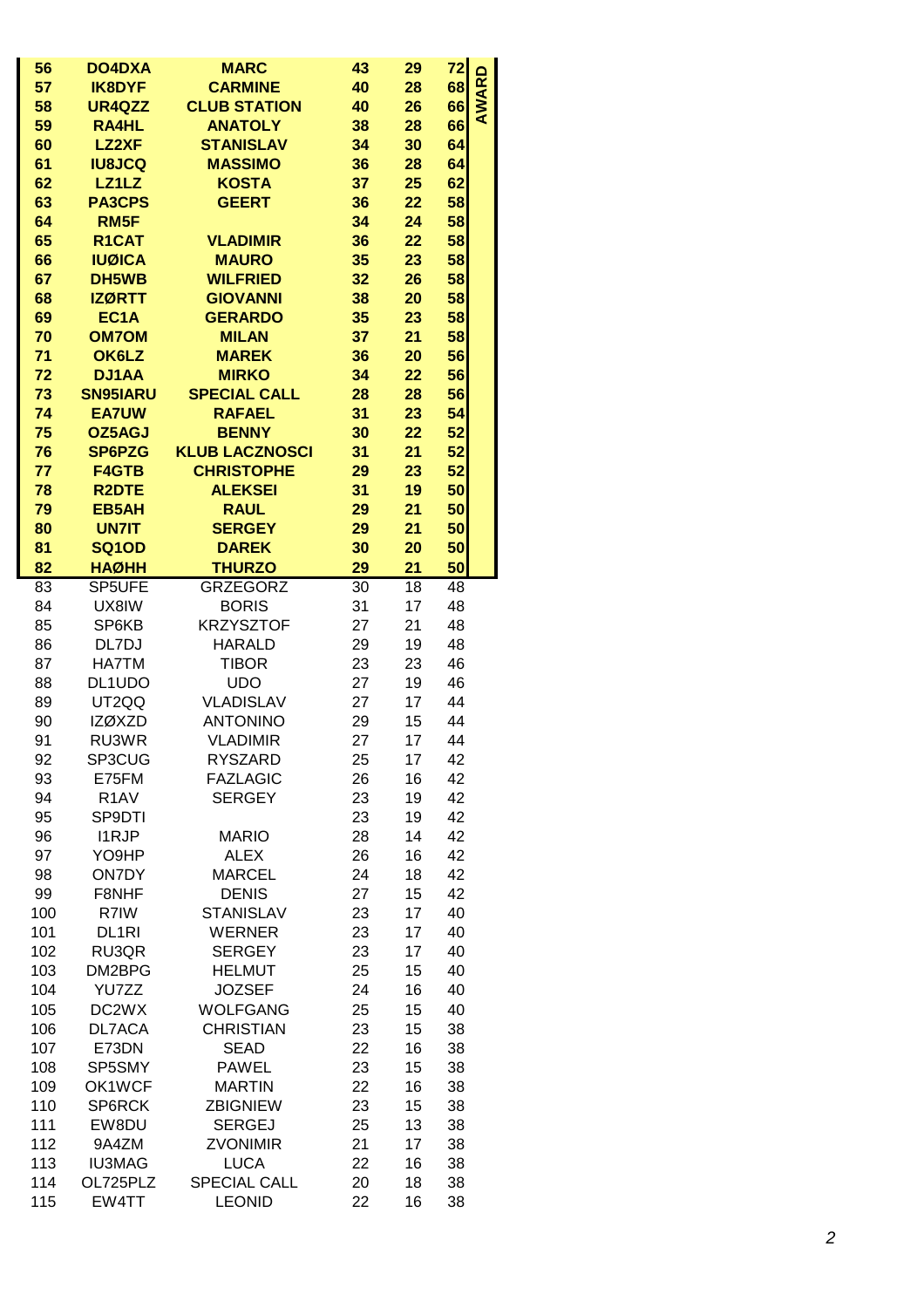| | | | | | | |
|---|---|---|---|---|---|---|
| **56** | **DO4DXA** | **MARC** | **43** | **29** | **72** | **AWARD** |
| **57** | **IK8DYF** | **CARMINE** | **40** | **28** | **68** | |
| **58** | **UR4QZZ** | **CLUB STATION** | **40** | **26** | **66** | |
| **59** | **RA4HL** | **ANATOLY** | **38** | **28** | **66** | |
| **60** | **LZ2XF** | **STANISLAV** | **34** | **30** | **64** | |
| **61** | **IU8JCQ** | **MASSIMO** | **36** | **28** | **64** | |
| **62** | **LZ1LZ** | **KOSTA** | **37** | **25** | **62** | |
| **63** | **PA3CPS** | **GEERT** | **36** | **22** | **58** | |
| **64** | **RM5F** | | **34** | **24** | **58** | |
| **65** | **R1CAT** | **VLADIMIR** | **36** | **22** | **58** | |
| **66** | **IUØICA** | **MAURO** | **35** | **23** | **58** | |
| **67** | **DH5WB** | **WILFRIED** | **32** | **26** | **58** | |
| **68** | **IZØRTT** | **GIOVANNI** | **38** | **20** | **58** | |
| **69** | **EC1A** | **GERARDO** | **35** | **23** | **58** | |
| **70** | **OM7OM** | **MILAN** | **37** | **21** | **58** | |
| **71** | **OK6LZ** | **MAREK** | **36** | **20** | **56** | |
| **72** | **DJ1AA** | **MIRKO** | **34** | **22** | **56** | |
| **73** | **SN95IARU** | **SPECIAL CALL** | **28** | **28** | **56** | |
| **74** | **EA7UW** | **RAFAEL** | **31** | **23** | **54** | |
| **75** | **OZ5AGJ** | **BENNY** | **30** | **22** | **52** | |
| **76** | **SP6PZG** | **KLUB LACZNOSCI** | **31** | **21** | **52** | |
| **77** | **F4GTB** | **CHRISTOPHE** | **29** | **23** | **52** | |
| **78** | **R2DTE** | **ALEKSEI** | **31** | **19** | **50** | |
| **79** | **EB5AH** | **RAUL** | **29** | **21** | **50** | |
| **80** | **UN7IT** | **SERGEY** | **29** | **21** | **50** | |
| **81** | **SQ1OD** | **DAREK** | **30** | **20** | **50** | |
| **82** | **HAØHH** | **THURZO** | **29** | **21** | **50** | |
| 83 | SP5UFE | GRZEGORZ | 30 | 18 | 48 | |
| 84 | UX8IW | BORIS | 31 | 17 | 48 | |
| 85 | SP6KB | KRZYSZTOF | 27 | 21 | 48 | |
| 86 | DL7DJ | HARALD | 29 | 19 | 48 | |
| 87 | HA7TM | TIBOR | 23 | 23 | 46 | |
| 88 | DL1UDO | UDO | 27 | 19 | 46 | |
| 89 | UT2QQ | VLADISLAV | 27 | 17 | 44 | |
| 90 | IZØXZD | ANTONINO | 29 | 15 | 44 | |
| 91 | RU3WR | VLADIMIR | 27 | 17 | 44 | |
| 92 | SP3CUG | RYSZARD | 25 | 17 | 42 | |
| 93 | E75FM | FAZLAGIC | 26 | 16 | 42 | |
| 94 | R1AV | SERGEY | 23 | 19 | 42 | |
| 95 | SP9DTI | | 23 | 19 | 42 | |
| 96 | I1RJP | MARIO | 28 | 14 | 42 | |
| 97 | YO9HP | ALEX | 26 | 16 | 42 | |
| 98 | ON7DY | MARCEL | 24 | 18 | 42 | |
| 99 | F8NHF | DENIS | 27 | 15 | 42 | |
| 100 | R7IW | STANISLAV | 23 | 17 | 40 | |
| 101 | DL1RI | WERNER | 23 | 17 | 40 | |
| 102 | RU3QR | SERGEY | 23 | 17 | 40 | |
| 103 | DM2BPG | HELMUT | 25 | 15 | 40 | |
| 104 | YU7ZZ | JOZSEF | 24 | 16 | 40 | |
| 105 | DC2WX | WOLFGANG | 25 | 15 | 40 | |
| 106 | DL7ACA | CHRISTIAN | 23 | 15 | 38 | |
| 107 | E73DN | SEAD | 22 | 16 | 38 | |
| 108 | SP5SMY | PAWEL | 23 | 15 | 38 | |
| 109 | OK1WCF | MARTIN | 22 | 16 | 38 | |
| 110 | SP6RCK | ZBIGNIEW | 23 | 15 | 38 | |
| 111 | EW8DU | SERGEJ | 25 | 13 | 38 | |
| 112 | 9A4ZM | ZVONIMIR | 21 | 17 | 38 | |
| 113 | IU3MAG | LUCA | 22 | 16 | 38 | |
| 114 | OL725PLZ | SPECIAL CALL | 20 | 18 | 38 | |
| 115 | EW4TT | LEONID | 22 | 16 | 38 | |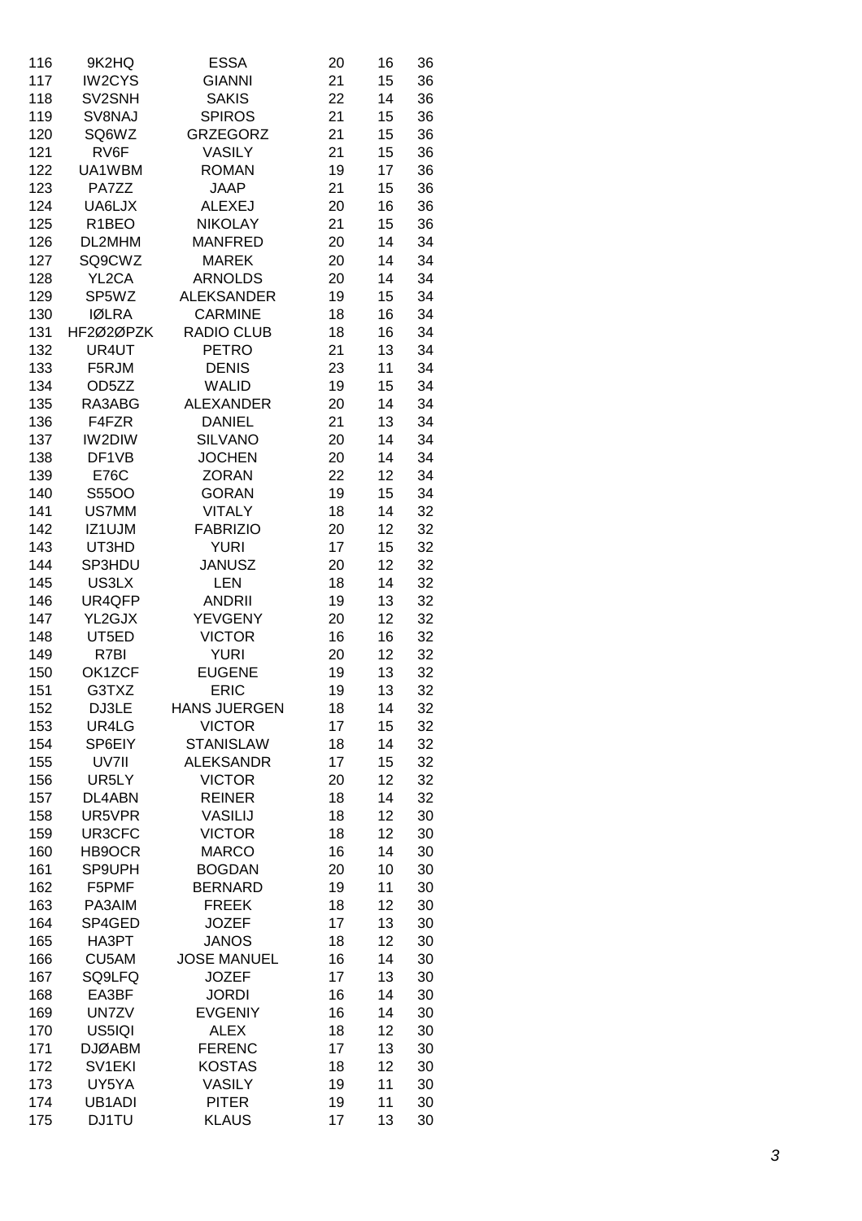| | | | | | |
|---|---|---|---|---|---|
| 116 | 9K2HQ | ESSA | 20 | 16 | 36 |
| 117 | IW2CYS | GIANNI | 21 | 15 | 36 |
| 118 | SV2SNH | SAKIS | 22 | 14 | 36 |
| 119 | SV8NAJ | SPIROS | 21 | 15 | 36 |
| 120 | SQ6WZ | GRZEGORZ | 21 | 15 | 36 |
| 121 | RV6F | VASILY | 21 | 15 | 36 |
| 122 | UA1WBM | ROMAN | 19 | 17 | 36 |
| 123 | PA7ZZ | JAAP | 21 | 15 | 36 |
| 124 | UA6LJX | ALEXEJ | 20 | 16 | 36 |
| 125 | R1BEO | NIKOLAY | 21 | 15 | 36 |
| 126 | DL2MHM | MANFRED | 20 | 14 | 34 |
| 127 | SQ9CWZ | MAREK | 20 | 14 | 34 |
| 128 | YL2CA | ARNOLDS | 20 | 14 | 34 |
| 129 | SP5WZ | ALEKSANDER | 19 | 15 | 34 |
| 130 | IØLRA | CARMINE | 18 | 16 | 34 |
| 131 | HF2Ø2ØPZK | RADIO CLUB | 18 | 16 | 34 |
| 132 | UR4UT | PETRO | 21 | 13 | 34 |
| 133 | F5RJM | DENIS | 23 | 11 | 34 |
| 134 | OD5ZZ | WALID | 19 | 15 | 34 |
| 135 | RA3ABG | ALEXANDER | 20 | 14 | 34 |
| 136 | F4FZR | DANIEL | 21 | 13 | 34 |
| 137 | IW2DIW | SILVANO | 20 | 14 | 34 |
| 138 | DF1VB | JOCHEN | 20 | 14 | 34 |
| 139 | E76C | ZORAN | 22 | 12 | 34 |
| 140 | S55OO | GORAN | 19 | 15 | 34 |
| 141 | US7MM | VITALY | 18 | 14 | 32 |
| 142 | IZ1UJM | FABRIZIO | 20 | 12 | 32 |
| 143 | UT3HD | YURI | 17 | 15 | 32 |
| 144 | SP3HDU | JANUSZ | 20 | 12 | 32 |
| 145 | US3LX | LEN | 18 | 14 | 32 |
| 146 | UR4QFP | ANDRII | 19 | 13 | 32 |
| 147 | YL2GJX | YEVGENY | 20 | 12 | 32 |
| 148 | UT5ED | VICTOR | 16 | 16 | 32 |
| 149 | R7BI | YURI | 20 | 12 | 32 |
| 150 | OK1ZCF | EUGENE | 19 | 13 | 32 |
| 151 | G3TXZ | ERIC | 19 | 13 | 32 |
| 152 | DJ3LE | HANS JUERGEN | 18 | 14 | 32 |
| 153 | UR4LG | VICTOR | 17 | 15 | 32 |
| 154 | SP6EIY | STANISLAW | 18 | 14 | 32 |
| 155 | UV7II | ALEKSANDR | 17 | 15 | 32 |
| 156 | UR5LY | VICTOR | 20 | 12 | 32 |
| 157 | DL4ABN | REINER | 18 | 14 | 32 |
| 158 | UR5VPR | VASILIJ | 18 | 12 | 30 |
| 159 | UR3CFC | VICTOR | 18 | 12 | 30 |
| 160 | HB9OCR | MARCO | 16 | 14 | 30 |
| 161 | SP9UPH | BOGDAN | 20 | 10 | 30 |
| 162 | F5PMF | BERNARD | 19 | 11 | 30 |
| 163 | PA3AIM | FREEK | 18 | 12 | 30 |
| 164 | SP4GED | JOZEF | 17 | 13 | 30 |
| 165 | HA3PT | JANOS | 18 | 12 | 30 |
| 166 | CU5AM | JOSE MANUEL | 16 | 14 | 30 |
| 167 | SQ9LFQ | JOZEF | 17 | 13 | 30 |
| 168 | EA3BF | JORDI | 16 | 14 | 30 |
| 169 | UN7ZV | EVGENIY | 16 | 14 | 30 |
| 170 | US5IQI | ALEX | 18 | 12 | 30 |
| 171 | DJØABM | FERENC | 17 | 13 | 30 |
| 172 | SV1EKI | KOSTAS | 18 | 12 | 30 |
| 173 | UY5YA | VASILY | 19 | 11 | 30 |
| 174 | UB1ADI | PITER | 19 | 11 | 30 |
| 175 | DJ1TU | KLAUS | 17 | 13 | 30 |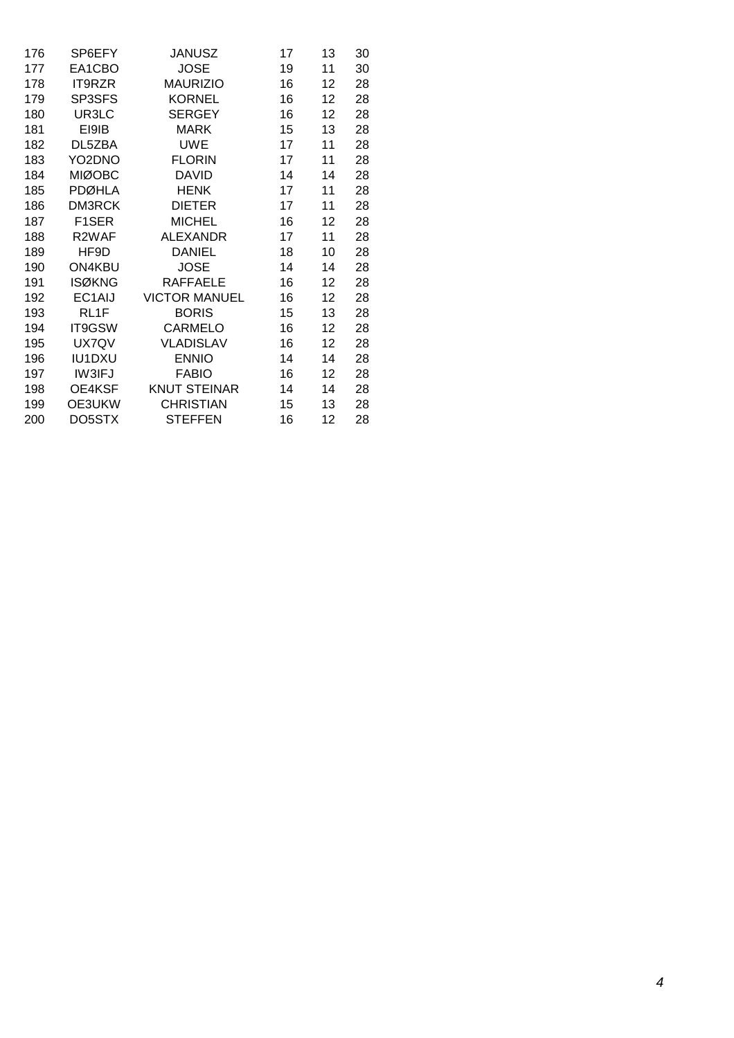| | | | | | |
|---|---|---|---|---|---|
| 176 | SP6EFY | JANUSZ | 17 | 13 | 30 |
| 177 | EA1CBO | JOSE | 19 | 11 | 30 |
| 178 | IT9RZR | MAURIZIO | 16 | 12 | 28 |
| 179 | SP3SFS | KORNEL | 16 | 12 | 28 |
| 180 | UR3LC | SERGEY | 16 | 12 | 28 |
| 181 | EI9IB | MARK | 15 | 13 | 28 |
| 182 | DL5ZBA | UWE | 17 | 11 | 28 |
| 183 | YO2DNO | FLORIN | 17 | 11 | 28 |
| 184 | MIØOBC | DAVID | 14 | 14 | 28 |
| 185 | PDØHLA | HENK | 17 | 11 | 28 |
| 186 | DM3RCK | DIETER | 17 | 11 | 28 |
| 187 | F1SER | MICHEL | 16 | 12 | 28 |
| 188 | R2WAF | ALEXANDR | 17 | 11 | 28 |
| 189 | HF9D | DANIEL | 18 | 10 | 28 |
| 190 | ON4KBU | JOSE | 14 | 14 | 28 |
| 191 | ISØKNG | RAFFAELE | 16 | 12 | 28 |
| 192 | EC1AIJ | VICTOR MANUEL | 16 | 12 | 28 |
| 193 | RL1F | BORIS | 15 | 13 | 28 |
| 194 | IT9GSW | CARMELO | 16 | 12 | 28 |
| 195 | UX7QV | VLADISLAV | 16 | 12 | 28 |
| 196 | IU1DXU | ENNIO | 14 | 14 | 28 |
| 197 | IW3IFJ | FABIO | 16 | 12 | 28 |
| 198 | OE4KSF | KNUT STEINAR | 14 | 14 | 28 |
| 199 | OE3UKW | CHRISTIAN | 15 | 13 | 28 |
| 200 | DO5STX | STEFFEN | 16 | 12 | 28 |